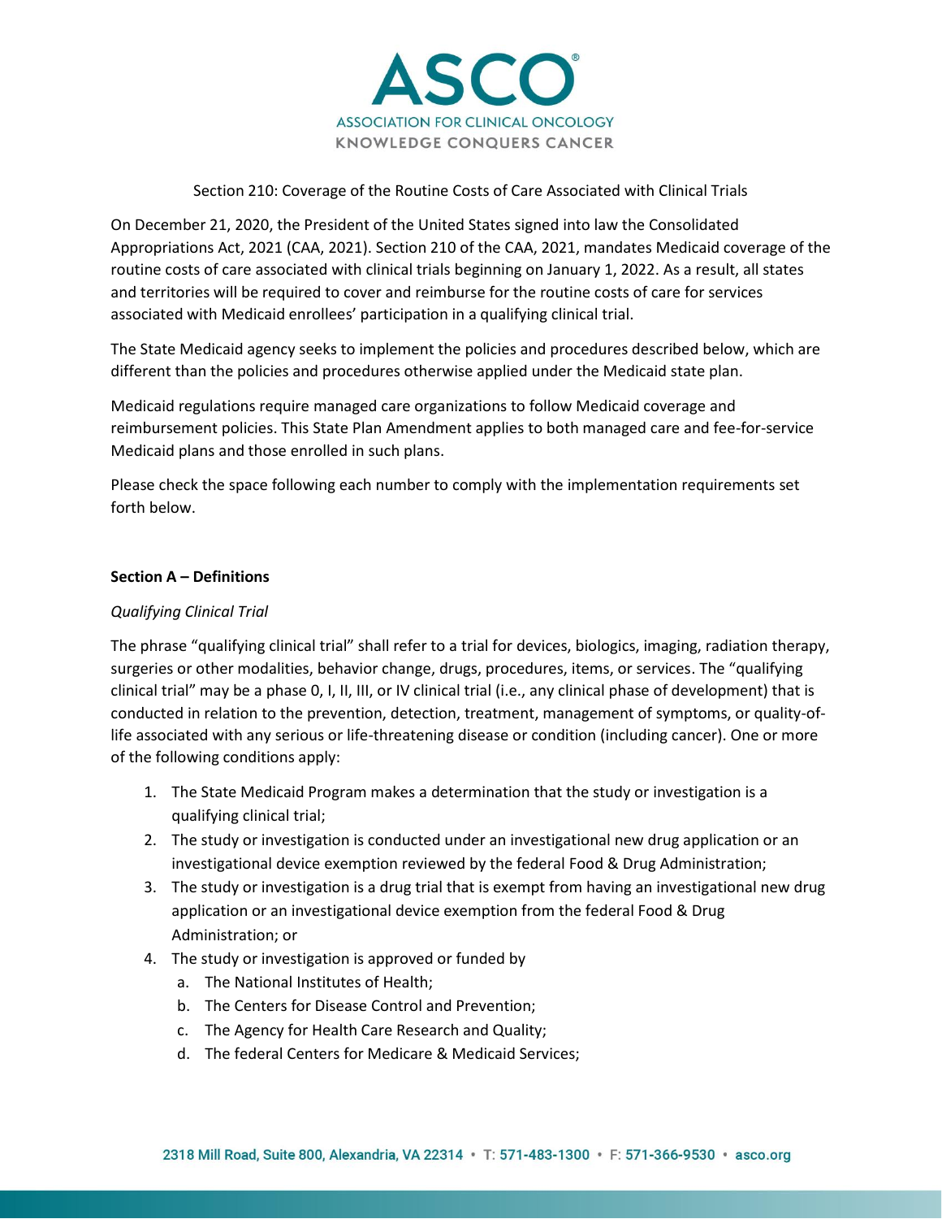ASCO®

ASSOCIATION FOR CLINICAL ONCOLOGY

KNOWLEDGE CONQUERS CANCER

Section 210: Coverage of the Routine Costs of Care Associated with Clinical Trials

On December 21, 2020, the President of the United States signed into law the Consolidated Appropriations Act, 2021 (CAA, 2021). Section 210 of the CAA, 2021, mandates Medicaid coverage of the routine costs of care associated with clinical trials beginning on January 1, 2022. As a result, all states and territories will be required to cover and reimburse for the routine costs of care for services associated with Medicaid enrollees' participation in a qualifying clinical trial.

The State Medicaid agency seeks to implement the policies and procedures described below, which are different than the policies and procedures otherwise applied under the Medicaid state plan.

Medicaid regulations require managed care organizations to follow Medicaid coverage and reimbursement policies. This State Plan Amendment applies to both managed care and fee-for-service Medicaid plans and those enrolled in such plans.

Please check the space following each number to comply with the implementation requirements set forth below.

**Section A – Definitions**

*Qualifying Clinical Trial*

The phrase "qualifying clinical trial" shall refer to a trial for devices, biologics, imaging, radiation therapy, surgeries or other modalities, behavior change, drugs, procedures, items, or services. The "qualifying clinical trial" may be a phase 0, I, II, III, or IV clinical trial (i.e., any clinical phase of development) that is conducted in relation to the prevention, detection, treatment, management of symptoms, or quality-of-life associated with any serious or life-threatening disease or condition (including cancer). One or more of the following conditions apply:

1. The State Medicaid Program makes a determination that the study or investigation is a qualifying clinical trial;
2. The study or investigation is conducted under an investigational new drug application or an investigational device exemption reviewed by the federal Food & Drug Administration;
3. The study or investigation is a drug trial that is exempt from having an investigational new drug application or an investigational device exemption from the federal Food & Drug Administration; or
4. The study or investigation is approved or funded by
   a. The National Institutes of Health;
   b. The Centers for Disease Control and Prevention;
   c. The Agency for Health Care Research and Quality;
   d. The federal Centers for Medicare & Medicaid Services;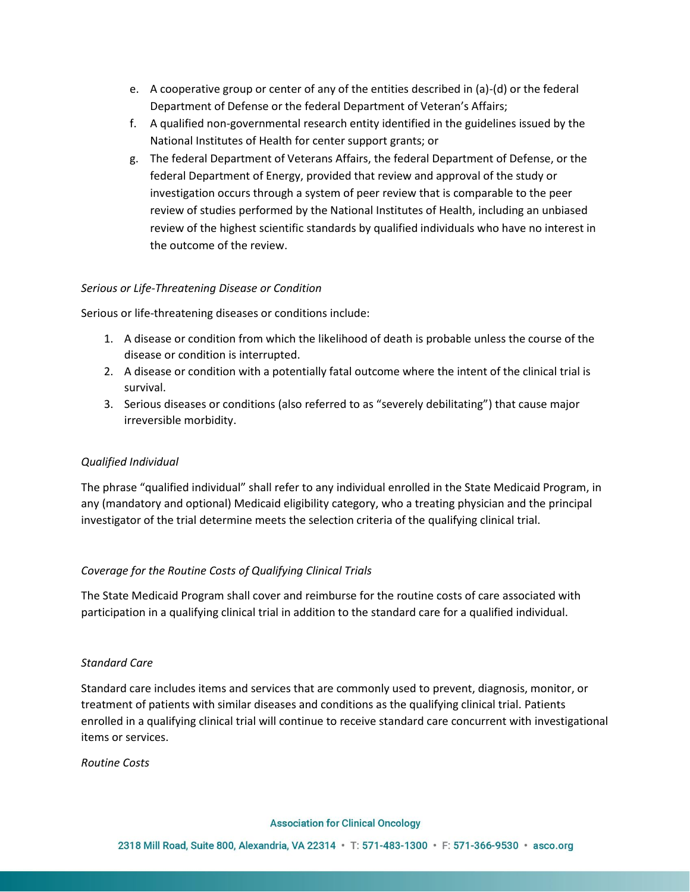e. A cooperative group or center of any of the entities described in (a)-(d) or the federal Department of Defense or the federal Department of Veteran's Affairs;
f. A qualified non-governmental research entity identified in the guidelines issued by the National Institutes of Health for center support grants; or
g. The federal Department of Veterans Affairs, the federal Department of Defense, or the federal Department of Energy, provided that review and approval of the study or investigation occurs through a system of peer review that is comparable to the peer review of studies performed by the National Institutes of Health, including an unbiased review of the highest scientific standards by qualified individuals who have no interest in the outcome of the review.

*Serious or Life-Threatening Disease or Condition*

Serious or life-threatening diseases or conditions include:

1. A disease or condition from which the likelihood of death is probable unless the course of the disease or condition is interrupted.
2. A disease or condition with a potentially fatal outcome where the intent of the clinical trial is survival.
3. Serious diseases or conditions (also referred to as "severely debilitating") that cause major irreversible morbidity.

*Qualified Individual*

The phrase "qualified individual" shall refer to any individual enrolled in the State Medicaid Program, in any (mandatory and optional) Medicaid eligibility category, who a treating physician and the principal investigator of the trial determine meets the selection criteria of the qualifying clinical trial.

*Coverage for the Routine Costs of Qualifying Clinical Trials*

The State Medicaid Program shall cover and reimburse for the routine costs of care associated with participation in a qualifying clinical trial in addition to the standard care for a qualified individual.

*Standard Care*

Standard care includes items and services that are commonly used to prevent, diagnosis, monitor, or treatment of patients with similar diseases and conditions as the qualifying clinical trial. Patients enrolled in a qualifying clinical trial will continue to receive standard care concurrent with investigational items or services.

*Routine Costs*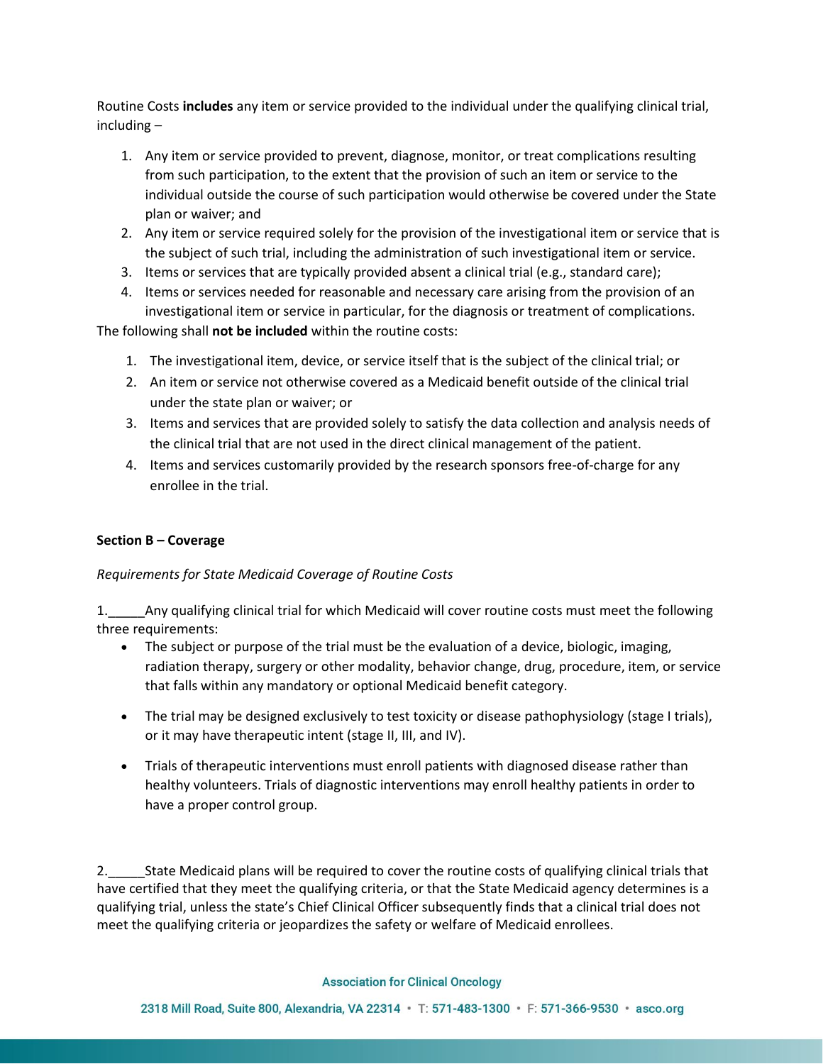Routine Costs **includes** any item or service provided to the individual under the qualifying clinical trial, including –

1. Any item or service provided to prevent, diagnose, monitor, or treat complications resulting from such participation, to the extent that the provision of such an item or service to the individual outside the course of such participation would otherwise be covered under the State plan or waiver; and
2. Any item or service required solely for the provision of the investigational item or service that is the subject of such trial, including the administration of such investigational item or service.
3. Items or services that are typically provided absent a clinical trial (e.g., standard care);
4. Items or services needed for reasonable and necessary care arising from the provision of an investigational item or service in particular, for the diagnosis or treatment of complications.

The following shall **not be included** within the routine costs:

1. The investigational item, device, or service itself that is the subject of the clinical trial; or
2. An item or service not otherwise covered as a Medicaid benefit outside of the clinical trial under the state plan or waiver; or
3. Items and services that are provided solely to satisfy the data collection and analysis needs of the clinical trial that are not used in the direct clinical management of the patient.
4. Items and services customarily provided by the research sponsors free-of-charge for any enrollee in the trial.

**Section B – Coverage**

*Requirements for State Medicaid Coverage of Routine Costs*

1._____Any qualifying clinical trial for which Medicaid will cover routine costs must meet the following three requirements:

- The subject or purpose of the trial must be the evaluation of a device, biologic, imaging, radiation therapy, surgery or other modality, behavior change, drug, procedure, item, or service that falls within any mandatory or optional Medicaid benefit category.
- The trial may be designed exclusively to test toxicity or disease pathophysiology (stage I trials), or it may have therapeutic intent (stage II, III, and IV).
- Trials of therapeutic interventions must enroll patients with diagnosed disease rather than healthy volunteers. Trials of diagnostic interventions may enroll healthy patients in order to have a proper control group.

2._____State Medicaid plans will be required to cover the routine costs of qualifying clinical trials that have certified that they meet the qualifying criteria, or that the State Medicaid agency determines is a qualifying trial, unless the state's Chief Clinical Officer subsequently finds that a clinical trial does not meet the qualifying criteria or jeopardizes the safety or welfare of Medicaid enrollees.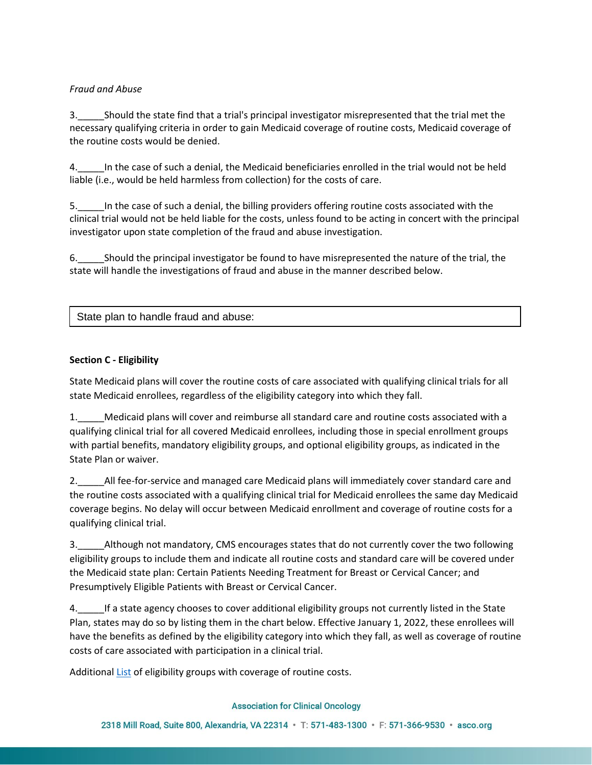*Fraud and Abuse*

3._____Should the state find that a trial's principal investigator misrepresented that the trial met the necessary qualifying criteria in order to gain Medicaid coverage of routine costs, Medicaid coverage of the routine costs would be denied.

4._____In the case of such a denial, the Medicaid beneficiaries enrolled in the trial would not be held liable (i.e., would be held harmless from collection) for the costs of care.

5._____In the case of such a denial, the billing providers offering routine costs associated with the clinical trial would not be held liable for the costs, unless found to be acting in concert with the principal investigator upon state completion of the fraud and abuse investigation.

6._____Should the principal investigator be found to have misrepresented the nature of the trial, the state will handle the investigations of fraud and abuse in the manner described below.

| State plan to handle fraud and abuse: |
|---|

**Section C - Eligibility**

State Medicaid plans will cover the routine costs of care associated with qualifying clinical trials for all state Medicaid enrollees, regardless of the eligibility category into which they fall.

1._____Medicaid plans will cover and reimburse all standard care and routine costs associated with a qualifying clinical trial for all covered Medicaid enrollees, including those in special enrollment groups with partial benefits, mandatory eligibility groups, and optional eligibility groups, as indicated in the State Plan or waiver.

2._____All fee-for-service and managed care Medicaid plans will immediately cover standard care and the routine costs associated with a qualifying clinical trial for Medicaid enrollees the same day Medicaid coverage begins. No delay will occur between Medicaid enrollment and coverage of routine costs for a qualifying clinical trial.

3._____Although not mandatory, CMS encourages states that do not currently cover the two following eligibility groups to include them and indicate all routine costs and standard care will be covered under the Medicaid state plan: Certain Patients Needing Treatment for Breast or Cervical Cancer; and Presumptively Eligible Patients with Breast or Cervical Cancer.

4._____If a state agency chooses to cover additional eligibility groups not currently listed in the State Plan, states may do so by listing them in the chart below. Effective January 1, 2022, these enrollees will have the benefits as defined by the eligibility category into which they fall, as well as coverage of routine costs of care associated with participation in a clinical trial.

Additional List of eligibility groups with coverage of routine costs.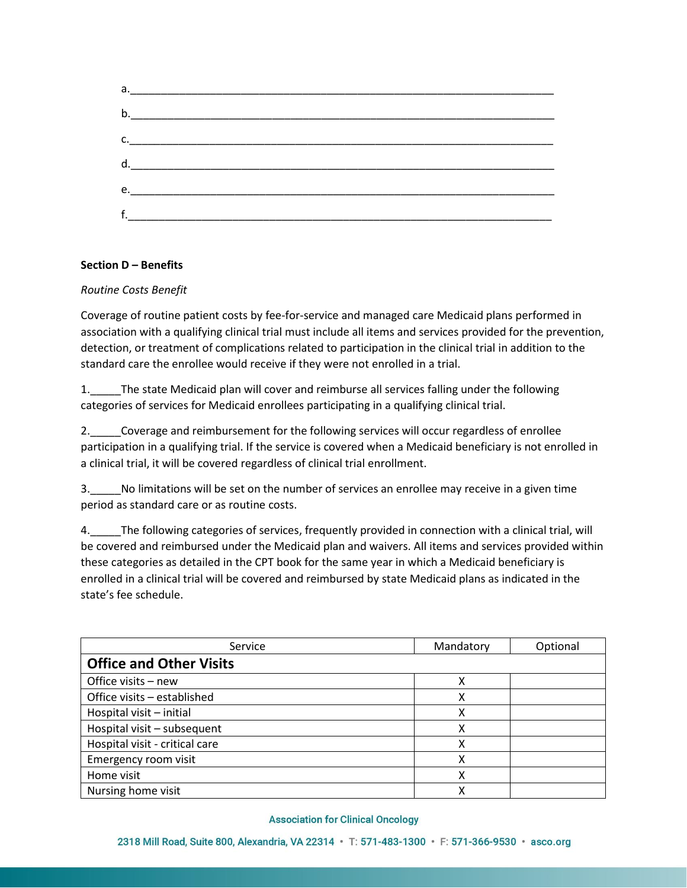a.\_\_\_\_\_\_\_\_\_\_\_\_\_\_\_\_\_\_\_\_\_\_\_\_\_\_\_\_\_\_\_\_\_\_\_\_\_\_\_\_\_\_\_\_\_\_\_\_\_\_\_\_\_\_\_\_\_\_\_\_\_\_\_\_\_\_\_\_\_\_

b.\_\_\_\_\_\_\_\_\_\_\_\_\_\_\_\_\_\_\_\_\_\_\_\_\_\_\_\_\_\_\_\_\_\_\_\_\_\_\_\_\_\_\_\_\_\_\_\_\_\_\_\_\_\_\_\_\_\_\_\_\_\_\_\_\_\_\_\_\_\_

c.\_\_\_\_\_\_\_\_\_\_\_\_\_\_\_\_\_\_\_\_\_\_\_\_\_\_\_\_\_\_\_\_\_\_\_\_\_\_\_\_\_\_\_\_\_\_\_\_\_\_\_\_\_\_\_\_\_\_\_\_\_\_\_\_\_\_\_\_\_\_

d.\_\_\_\_\_\_\_\_\_\_\_\_\_\_\_\_\_\_\_\_\_\_\_\_\_\_\_\_\_\_\_\_\_\_\_\_\_\_\_\_\_\_\_\_\_\_\_\_\_\_\_\_\_\_\_\_\_\_\_\_\_\_\_\_\_\_\_\_\_\_

e.\_\_\_\_\_\_\_\_\_\_\_\_\_\_\_\_\_\_\_\_\_\_\_\_\_\_\_\_\_\_\_\_\_\_\_\_\_\_\_\_\_\_\_\_\_\_\_\_\_\_\_\_\_\_\_\_\_\_\_\_\_\_\_\_\_\_\_\_\_\_

f.\_\_\_\_\_\_\_\_\_\_\_\_\_\_\_\_\_\_\_\_\_\_\_\_\_\_\_\_\_\_\_\_\_\_\_\_\_\_\_\_\_\_\_\_\_\_\_\_\_\_\_\_\_\_\_\_\_\_\_\_\_\_\_\_\_\_\_\_\_\_

**Section D – Benefits**

*Routine Costs Benefit*

Coverage of routine patient costs by fee-for-service and managed care Medicaid plans performed in association with a qualifying clinical trial must include all items and services provided for the prevention, detection, or treatment of complications related to participation in the clinical trial in addition to the standard care the enrollee would receive if they were not enrolled in a trial.

1.\_\_\_\_\_The state Medicaid plan will cover and reimburse all services falling under the following categories of services for Medicaid enrollees participating in a qualifying clinical trial.

2.\_\_\_\_\_Coverage and reimbursement for the following services will occur regardless of enrollee participation in a qualifying trial. If the service is covered when a Medicaid beneficiary is not enrolled in a clinical trial, it will be covered regardless of clinical trial enrollment.

3.\_\_\_\_\_No limitations will be set on the number of services an enrollee may receive in a given time period as standard care or as routine costs.

4.\_\_\_\_\_The following categories of services, frequently provided in connection with a clinical trial, will be covered and reimbursed under the Medicaid plan and waivers. All items and services provided within these categories as detailed in the CPT book for the same year in which a Medicaid beneficiary is enrolled in a clinical trial will be covered and reimbursed by state Medicaid plans as indicated in the state's fee schedule.

| Service | Mandatory | Optional |
|---|---|---|
| **Office and Other Visits** | | |
| Office visits – new | X | |
| Office visits – established | X | |
| Hospital visit – initial | X | |
| Hospital visit – subsequent | X | |
| Hospital visit - critical care | X | |
| Emergency room visit | X | |
| Home visit | X | |
| Nursing home visit | X | |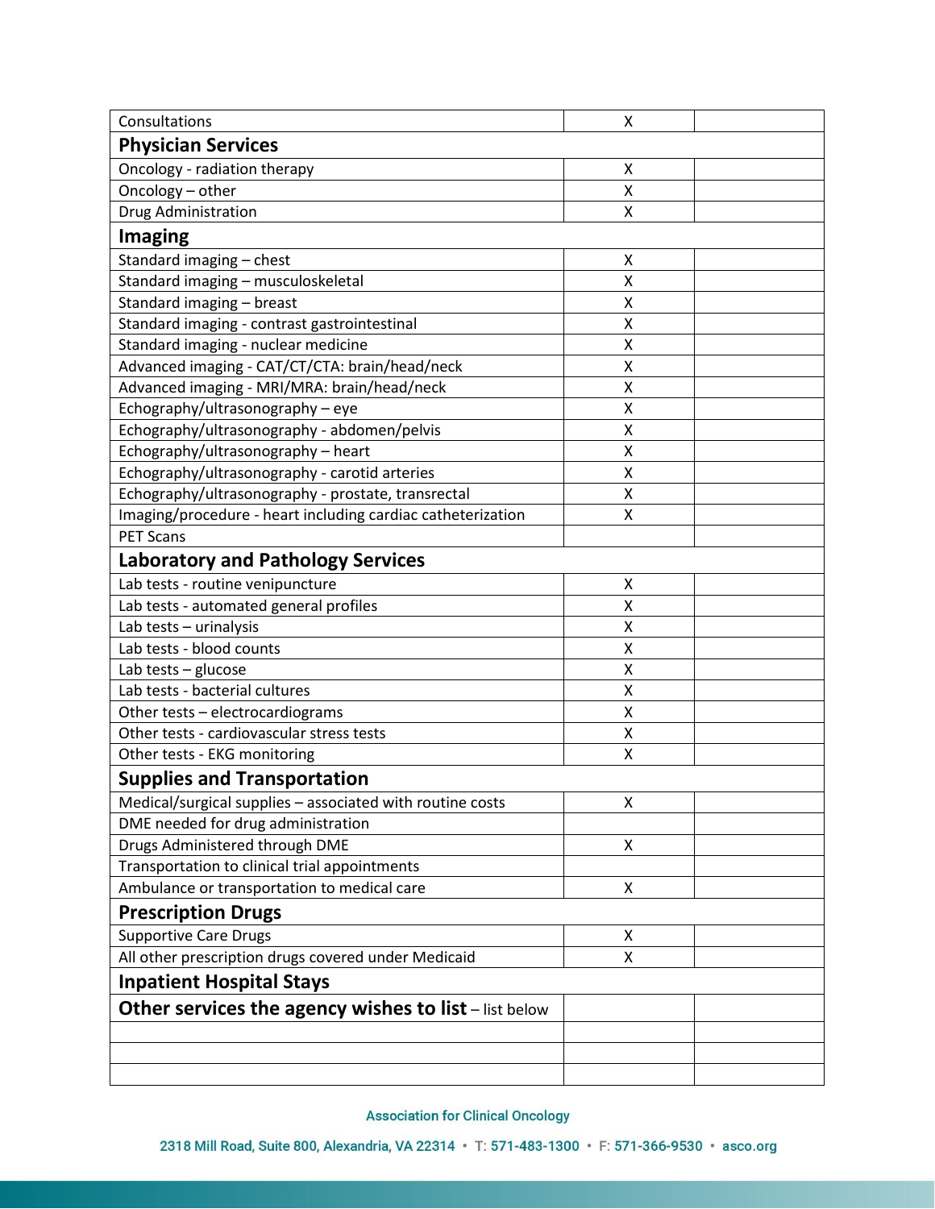| | | |
|---|---|---|
| Consultations | X | |
| **Physician Services** | | |
| Oncology - radiation therapy | X | |
| Oncology – other | X | |
| Drug Administration | X | |
| **Imaging** | | |
| Standard imaging – chest | X | |
| Standard imaging – musculoskeletal | X | |
| Standard imaging – breast | X | |
| Standard imaging - contrast gastrointestinal | X | |
| Standard imaging - nuclear medicine | X | |
| Advanced imaging - CAT/CT/CTA: brain/head/neck | X | |
| Advanced imaging - MRI/MRA: brain/head/neck | X | |
| Echography/ultrasonography – eye | X | |
| Echography/ultrasonography - abdomen/pelvis | X | |
| Echography/ultrasonography – heart | X | |
| Echography/ultrasonography - carotid arteries | X | |
| Echography/ultrasonography - prostate, transrectal | X | |
| Imaging/procedure - heart including cardiac catheterization | X | |
| PET Scans | | |
| **Laboratory and Pathology Services** | | |
| Lab tests - routine venipuncture | X | |
| Lab tests - automated general profiles | X | |
| Lab tests – urinalysis | X | |
| Lab tests - blood counts | X | |
| Lab tests – glucose | X | |
| Lab tests - bacterial cultures | X | |
| Other tests – electrocardiograms | X | |
| Other tests - cardiovascular stress tests | X | |
| Other tests - EKG monitoring | X | |
| **Supplies and Transportation** | | |
| Medical/surgical supplies – associated with routine costs | X | |
| DME needed for drug administration | | |
| Drugs Administered through DME | X | |
| Transportation to clinical trial appointments | | |
| Ambulance or transportation to medical care | X | |
| **Prescription Drugs** | | |
| Supportive Care Drugs | X | |
| All other prescription drugs covered under Medicaid | X | |
| **Inpatient Hospital Stays** | | |
| **Other services the agency wishes to list** – list below | | |
| | | |
| | | |
| | | |

Association for Clinical Oncology

2318 Mill Road, Suite 800, Alexandria, VA 22314 • T: 571-483-1300 • F: 571-366-9530 • asco.org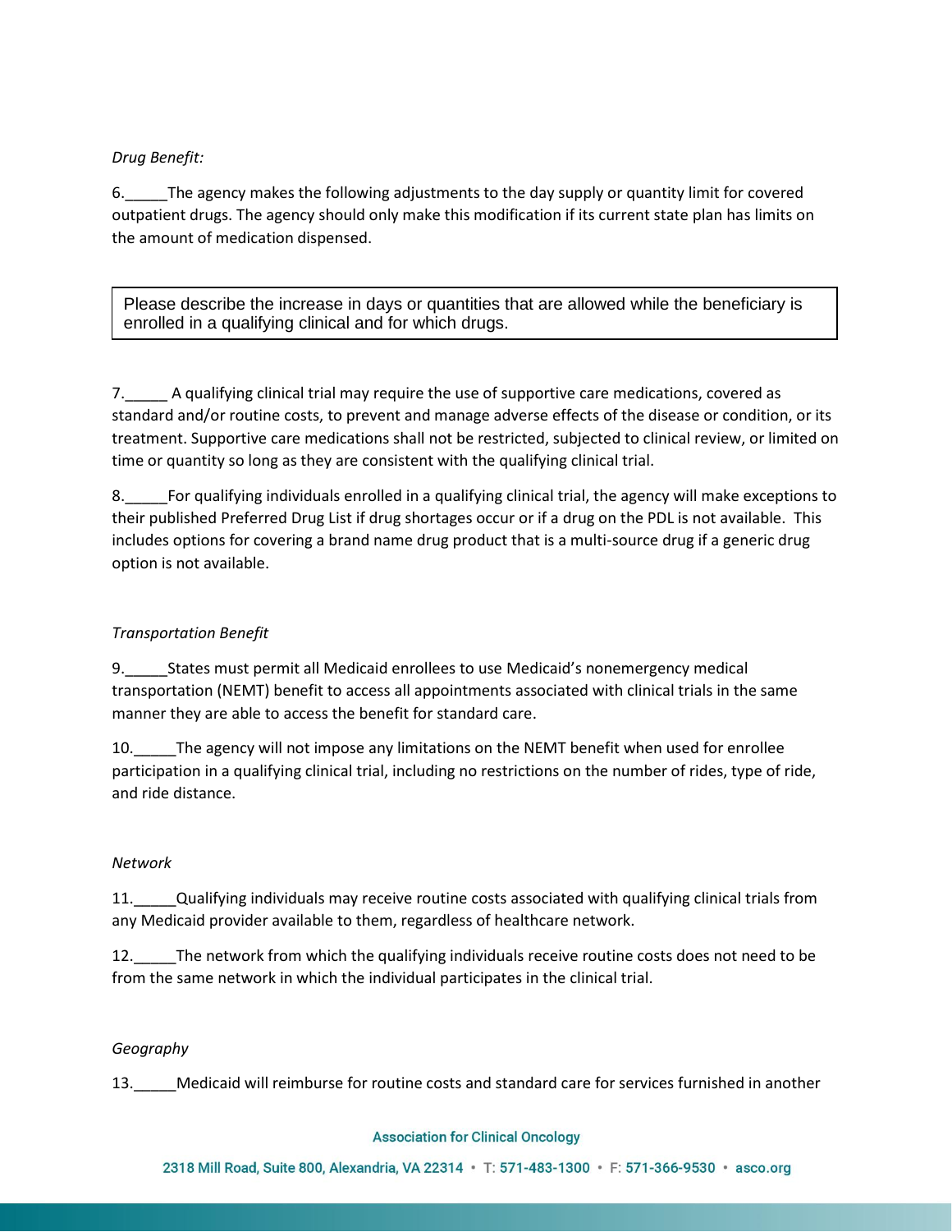*Drug Benefit:*

6.\_\_\_\_\_The agency makes the following adjustments to the day supply or quantity limit for covered outpatient drugs. The agency should only make this modification if its current state plan has limits on the amount of medication dispensed.

| Please describe the increase in days or quantities that are allowed while the beneficiary is enrolled in a qualifying clinical and for which drugs. |
|---|

7.\_\_\_\_\_ A qualifying clinical trial may require the use of supportive care medications, covered as standard and/or routine costs, to prevent and manage adverse effects of the disease or condition, or its treatment. Supportive care medications shall not be restricted, subjected to clinical review, or limited on time or quantity so long as they are consistent with the qualifying clinical trial.

8.\_\_\_\_\_For qualifying individuals enrolled in a qualifying clinical trial, the agency will make exceptions to their published Preferred Drug List if drug shortages occur or if a drug on the PDL is not available. This includes options for covering a brand name drug product that is a multi-source drug if a generic drug option is not available.

*Transportation Benefit*

9.\_\_\_\_\_States must permit all Medicaid enrollees to use Medicaid's nonemergency medical transportation (NEMT) benefit to access all appointments associated with clinical trials in the same manner they are able to access the benefit for standard care.

10.\_\_\_\_\_The agency will not impose any limitations on the NEMT benefit when used for enrollee participation in a qualifying clinical trial, including no restrictions on the number of rides, type of ride, and ride distance.

*Network*

11.\_\_\_\_\_Qualifying individuals may receive routine costs associated with qualifying clinical trials from any Medicaid provider available to them, regardless of healthcare network.

12.\_\_\_\_\_The network from which the qualifying individuals receive routine costs does not need to be from the same network in which the individual participates in the clinical trial.

*Geography*

13.\_\_\_\_\_Medicaid will reimburse for routine costs and standard care for services furnished in another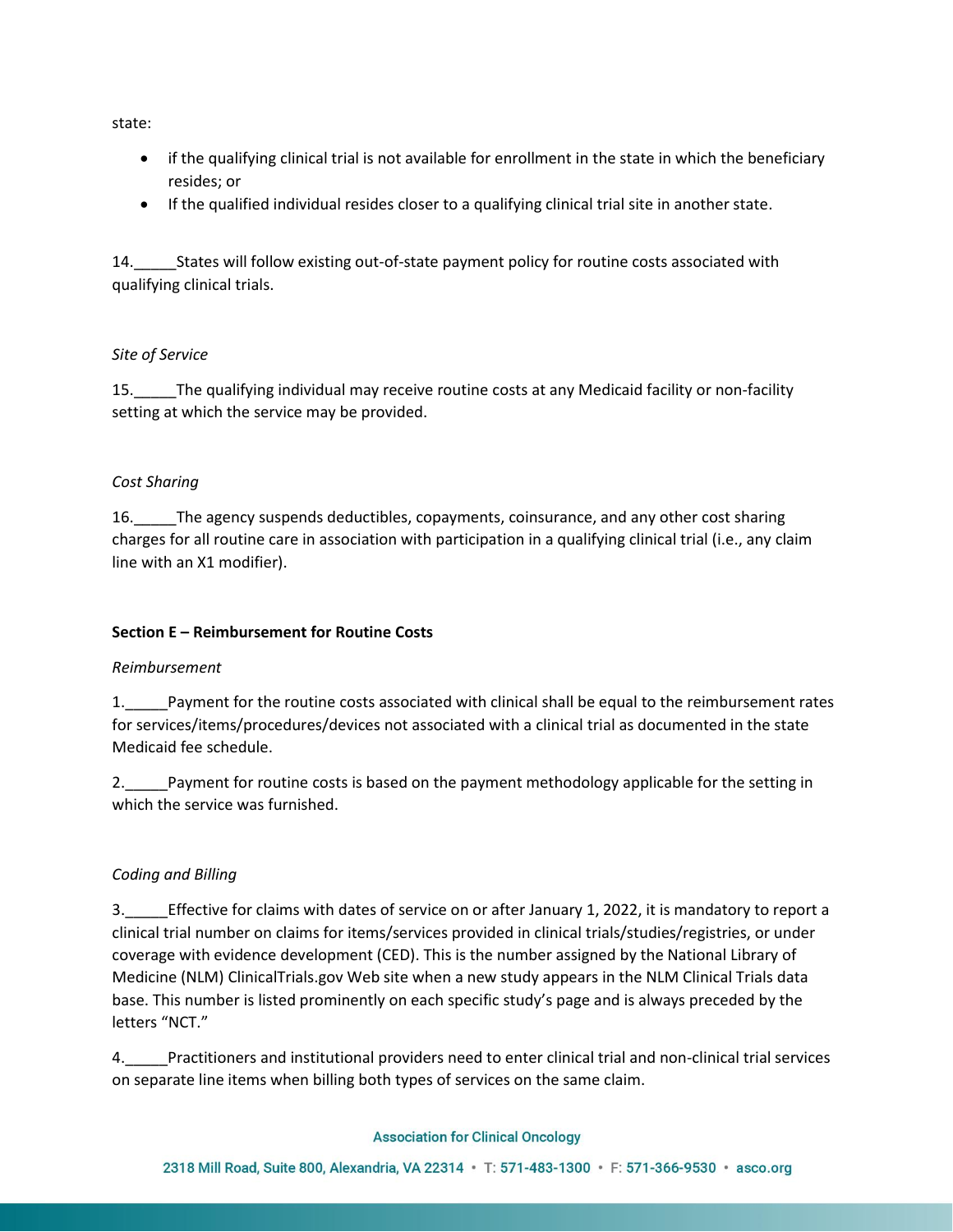state:

- if the qualifying clinical trial is not available for enrollment in the state in which the beneficiary resides; or
- If the qualified individual resides closer to a qualifying clinical trial site in another state.

14._____States will follow existing out-of-state payment policy for routine costs associated with qualifying clinical trials.

*Site of Service*

15._____The qualifying individual may receive routine costs at any Medicaid facility or non-facility setting at which the service may be provided.

*Cost Sharing*

16._____The agency suspends deductibles, copayments, coinsurance, and any other cost sharing charges for all routine care in association with participation in a qualifying clinical trial (i.e., any claim line with an X1 modifier).

**Section E – Reimbursement for Routine Costs**

*Reimbursement*

1._____Payment for the routine costs associated with clinical shall be equal to the reimbursement rates for services/items/procedures/devices not associated with a clinical trial as documented in the state Medicaid fee schedule.

2._____Payment for routine costs is based on the payment methodology applicable for the setting in which the service was furnished.

*Coding and Billing*

3._____Effective for claims with dates of service on or after January 1, 2022, it is mandatory to report a clinical trial number on claims for items/services provided in clinical trials/studies/registries, or under coverage with evidence development (CED). This is the number assigned by the National Library of Medicine (NLM) ClinicalTrials.gov Web site when a new study appears in the NLM Clinical Trials data base. This number is listed prominently on each specific study's page and is always preceded by the letters "NCT."

4._____Practitioners and institutional providers need to enter clinical trial and non-clinical trial services on separate line items when billing both types of services on the same claim.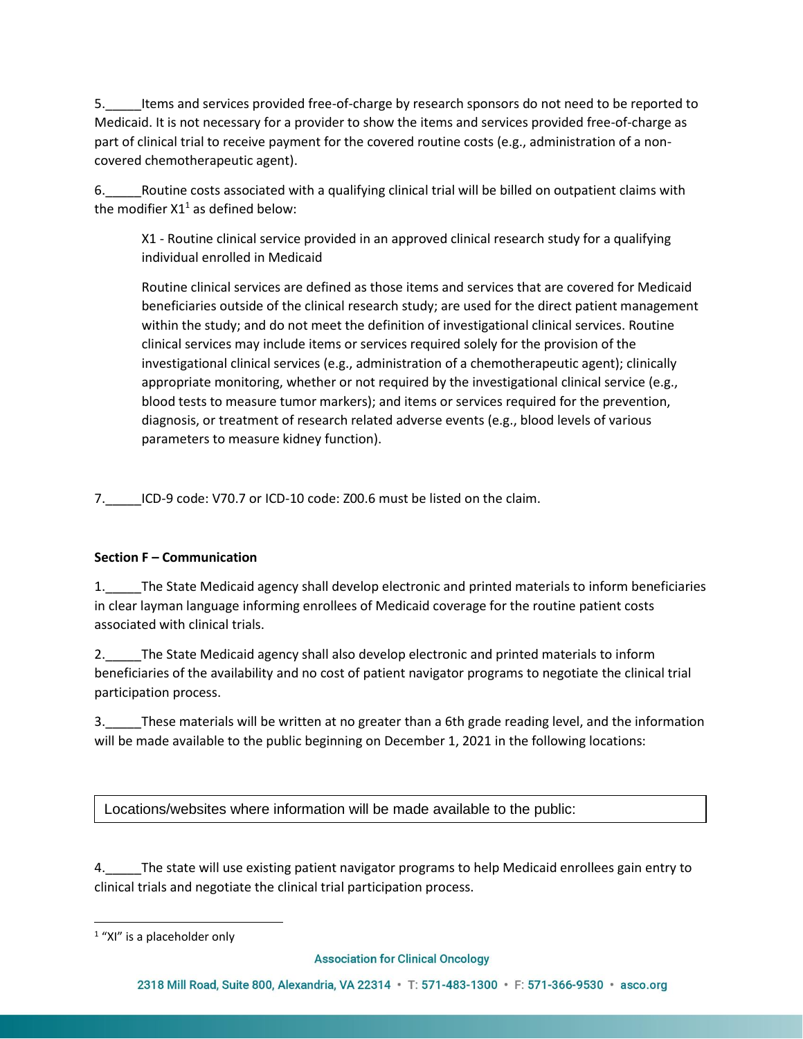5._____Items and services provided free-of-charge by research sponsors do not need to be reported to Medicaid. It is not necessary for a provider to show the items and services provided free-of-charge as part of clinical trial to receive payment for the covered routine costs (e.g., administration of a non-covered chemotherapeutic agent).

6._____Routine costs associated with a qualifying clinical trial will be billed on outpatient claims with the modifier X1[1] as defined below:

> X1 - Routine clinical service provided in an approved clinical research study for a qualifying individual enrolled in Medicaid
>
> Routine clinical services are defined as those items and services that are covered for Medicaid beneficiaries outside of the clinical research study; are used for the direct patient management within the study; and do not meet the definition of investigational clinical services. Routine clinical services may include items or services required solely for the provision of the investigational clinical services (e.g., administration of a chemotherapeutic agent); clinically appropriate monitoring, whether or not required by the investigational clinical service (e.g., blood tests to measure tumor markers); and items or services required for the prevention, diagnosis, or treatment of research related adverse events (e.g., blood levels of various parameters to measure kidney function).

7._____ICD-9 code: V70.7 or ICD-10 code: Z00.6 must be listed on the claim.

**Section F – Communication**

1._____The State Medicaid agency shall develop electronic and printed materials to inform beneficiaries in clear layman language informing enrollees of Medicaid coverage for the routine patient costs associated with clinical trials.

2._____The State Medicaid agency shall also develop electronic and printed materials to inform beneficiaries of the availability and no cost of patient navigator programs to negotiate the clinical trial participation process.

3._____These materials will be written at no greater than a 6th grade reading level, and the information will be made available to the public beginning on December 1, 2021 in the following locations:

| Locations/websites where information will be made available to the public: |
|---|

4._____The state will use existing patient navigator programs to help Medicaid enrollees gain entry to clinical trials and negotiate the clinical trial participation process.

[1] "XI" is a placeholder only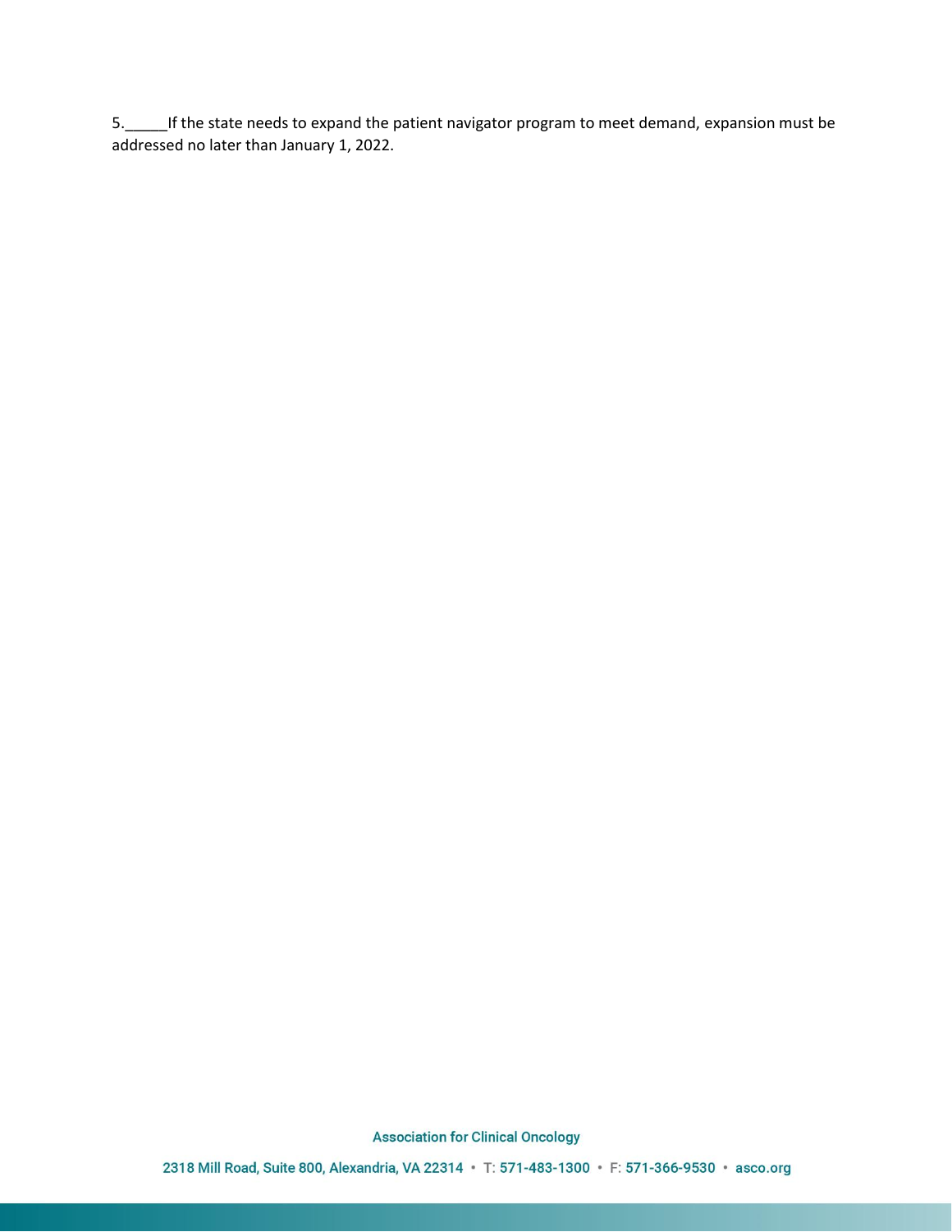5._____If the state needs to expand the patient navigator program to meet demand, expansion must be addressed no later than January 1, 2022.